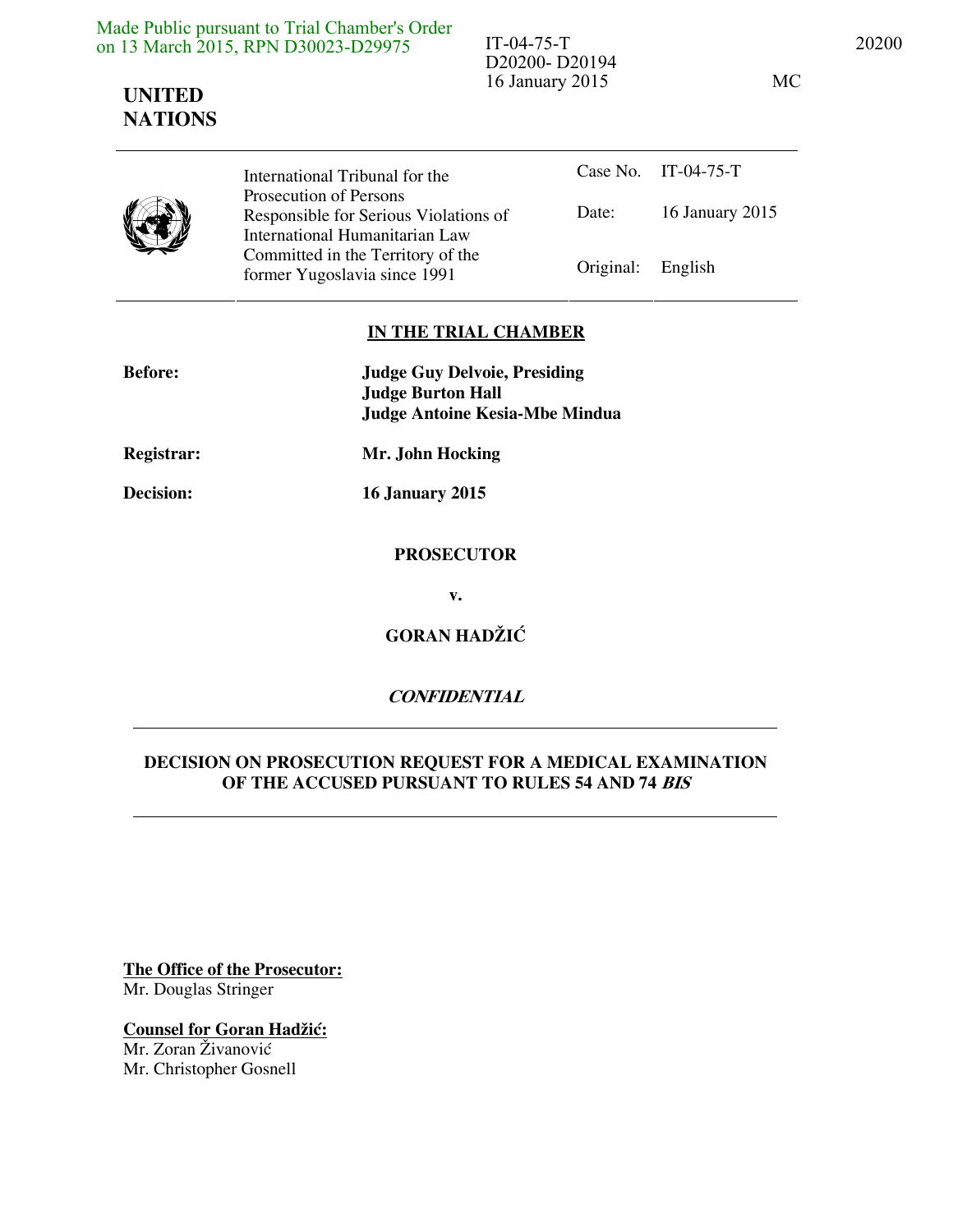Made Public pursuant to Trial Chamber's Order on 13 March 2015, RPN D30023-D29975

IT-04-75-T
D20200- D20194
16 January 2015

MC

**UNITED NATIONS**

| | International Tribunal for the Prosecution of Persons Responsible for Serious Violations of International Humanitarian Law Committed in the Territory of the former Yugoslavia since 1991 | Case No. | IT-04-75-T |
| --- | --- | --- | --- |
| | | Date: | 16 January 2015 |
| | | Original: | English |

**IN THE TRIAL CHAMBER**

**Before:** **Judge Guy Delvoie, Presiding**
**Judge Burton Hall**
**Judge Antoine Kesia-Mbe Mindua**

**Registrar:** **Mr. John Hocking**

**Decision:** **16 January 2015**

**PROSECUTOR**

**v.**

**GORAN HADŽIĆ**

***CONFIDENTIAL***

**DECISION ON PROSECUTION REQUEST FOR A MEDICAL EXAMINATION OF THE ACCUSED PURSUANT TO RULES 54 AND 74 *BIS***

**The Office of the Prosecutor:**
Mr. Douglas Stringer

**Counsel for Goran Hadžić:**
Mr. Zoran Živanović
Mr. Christopher Gosnell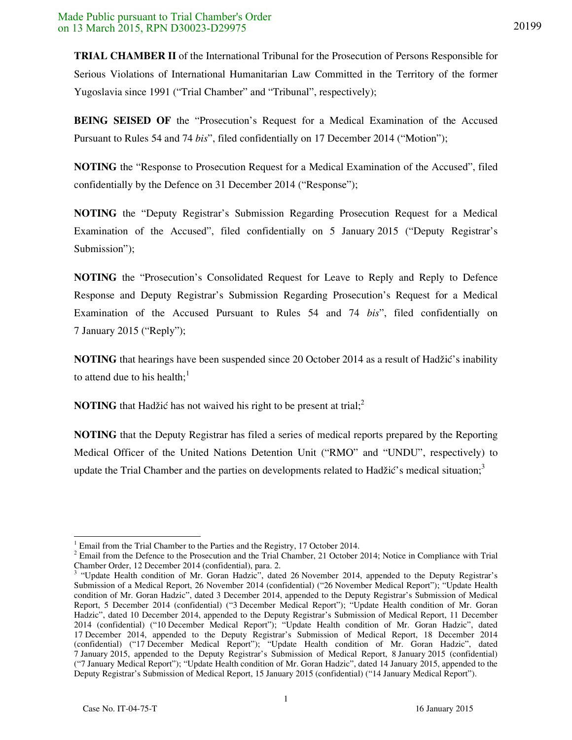**TRIAL CHAMBER II** of the International Tribunal for the Prosecution of Persons Responsible for Serious Violations of International Humanitarian Law Committed in the Territory of the former Yugoslavia since 1991 ("Trial Chamber" and "Tribunal", respectively);

**BEING SEISED OF** the "Prosecution's Request for a Medical Examination of the Accused Pursuant to Rules 54 and 74 *bis*", filed confidentially on 17 December 2014 ("Motion");

**NOTING** the "Response to Prosecution Request for a Medical Examination of the Accused", filed confidentially by the Defence on 31 December 2014 ("Response");

**NOTING** the "Deputy Registrar's Submission Regarding Prosecution Request for a Medical Examination of the Accused", filed confidentially on 5 January 2015 ("Deputy Registrar's Submission");

**NOTING** the "Prosecution's Consolidated Request for Leave to Reply and Reply to Defence Response and Deputy Registrar's Submission Regarding Prosecution's Request for a Medical Examination of the Accused Pursuant to Rules 54 and 74 *bis*", filed confidentially on 7 January 2015 ("Reply");

**NOTING** that hearings have been suspended since 20 October 2014 as a result of Hadžić's inability to attend due to his health;[1]

**NOTING** that Hadžić has not waived his right to be present at trial;[2]

**NOTING** that the Deputy Registrar has filed a series of medical reports prepared by the Reporting Medical Officer of the United Nations Detention Unit ("RMO" and "UNDU", respectively) to update the Trial Chamber and the parties on developments related to Hadžić's medical situation;[3]

---

[1] Email from the Trial Chamber to the Parties and the Registry, 17 October 2014.

[2] Email from the Defence to the Prosecution and the Trial Chamber, 21 October 2014; Notice in Compliance with Trial Chamber Order, 12 December 2014 (confidential), para. 2.

[3] "Update Health condition of Mr. Goran Hadzic", dated 26 November 2014, appended to the Deputy Registrar's Submission of a Medical Report, 26 November 2014 (confidential) ("26 November Medical Report"); "Update Health condition of Mr. Goran Hadzic", dated 3 December 2014, appended to the Deputy Registrar's Submission of Medical Report, 5 December 2014 (confidential) ("3 December Medical Report"); "Update Health condition of Mr. Goran Hadzic", dated 10 December 2014, appended to the Deputy Registrar's Submission of Medical Report, 11 December 2014 (confidential) ("10 December Medical Report"); "Update Health condition of Mr. Goran Hadzic", dated 17 December 2014, appended to the Deputy Registrar's Submission of Medical Report, 18 December 2014 (confidential) ("17 December Medical Report"); "Update Health condition of Mr. Goran Hadzic", dated 7 January 2015, appended to the Deputy Registrar's Submission of Medical Report, 8 January 2015 (confidential) ("7 January Medical Report"); "Update Health condition of Mr. Goran Hadzic", dated 14 January 2015, appended to the Deputy Registrar's Submission of Medical Report, 15 January 2015 (confidential) ("14 January Medical Report").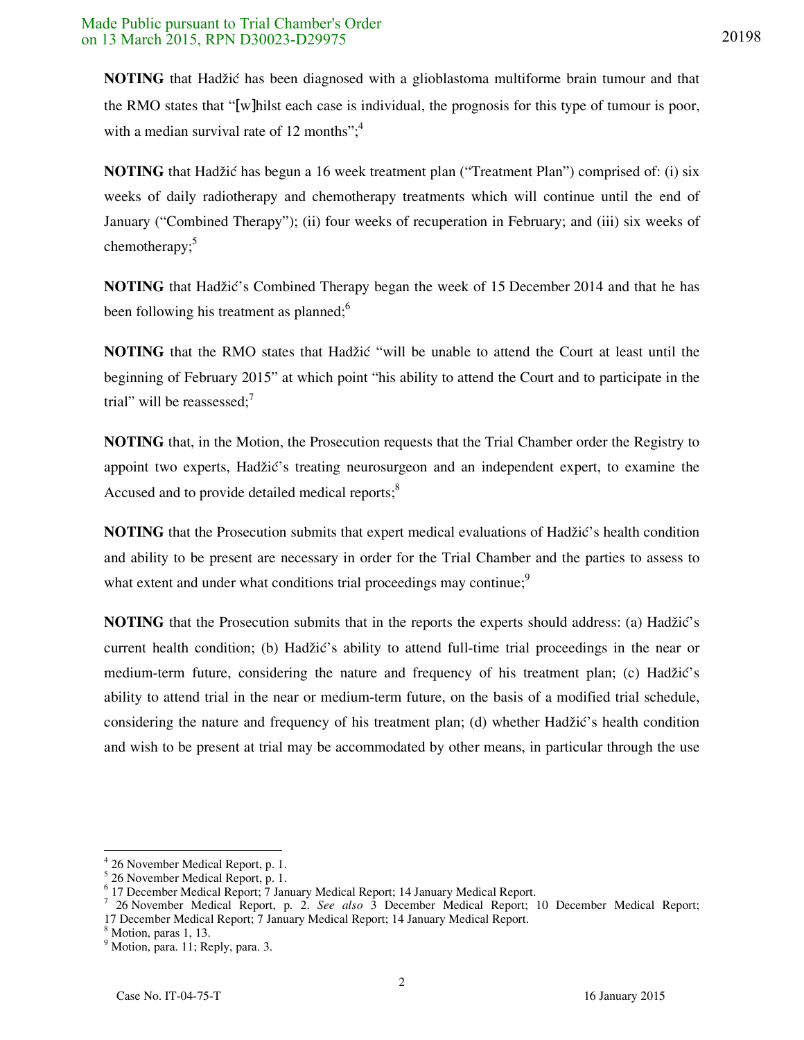**NOTING** that Hadžić has been diagnosed with a glioblastoma multiforme brain tumour and that the RMO states that "[w]hilst each case is individual, the prognosis for this type of tumour is poor, with a median survival rate of 12 months";[4]

**NOTING** that Hadžić has begun a 16 week treatment plan ("Treatment Plan") comprised of: (i) six weeks of daily radiotherapy and chemotherapy treatments which will continue until the end of January ("Combined Therapy"); (ii) four weeks of recuperation in February; and (iii) six weeks of chemotherapy;[5]

**NOTING** that Hadžić's Combined Therapy began the week of 15 December 2014 and that he has been following his treatment as planned;[6]

**NOTING** that the RMO states that Hadžić "will be unable to attend the Court at least until the beginning of February 2015" at which point "his ability to attend the Court and to participate in the trial" will be reassessed;[7]

**NOTING** that, in the Motion, the Prosecution requests that the Trial Chamber order the Registry to appoint two experts, Hadžić's treating neurosurgeon and an independent expert, to examine the Accused and to provide detailed medical reports;[8]

**NOTING** that the Prosecution submits that expert medical evaluations of Hadžić's health condition and ability to be present are necessary in order for the Trial Chamber and the parties to assess to what extent and under what conditions trial proceedings may continue;[9]

**NOTING** that the Prosecution submits that in the reports the experts should address: (a) Hadžić's current health condition; (b) Hadžić's ability to attend full-time trial proceedings in the near or medium-term future, considering the nature and frequency of his treatment plan; (c) Hadžić's ability to attend trial in the near or medium-term future, on the basis of a modified trial schedule, considering the nature and frequency of his treatment plan; (d) whether Hadžić's health condition and wish to be present at trial may be accommodated by other means, in particular through the use

---

[4] 26 November Medical Report, p. 1.

[5] 26 November Medical Report, p. 1.

[6] 17 December Medical Report; 7 January Medical Report; 14 January Medical Report.

[7] 26 November Medical Report, p. 2. *See also* 3 December Medical Report; 10 December Medical Report; 17 December Medical Report; 7 January Medical Report; 14 January Medical Report.

[8] Motion, paras 1, 13.

[9] Motion, para. 11; Reply, para. 3.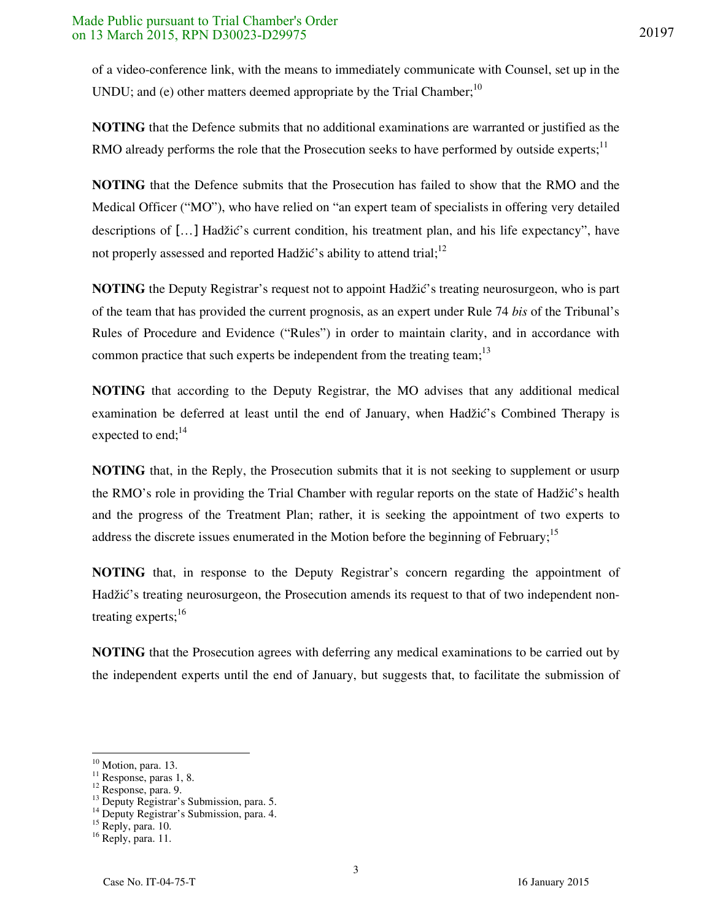of a video-conference link, with the means to immediately communicate with Counsel, set up in the UNDU; and (e) other matters deemed appropriate by the Trial Chamber;[10]

**NOTING** that the Defence submits that no additional examinations are warranted or justified as the RMO already performs the role that the Prosecution seeks to have performed by outside experts;[11]

**NOTING** that the Defence submits that the Prosecution has failed to show that the RMO and the Medical Officer ("MO"), who have relied on "an expert team of specialists in offering very detailed descriptions of […] Hadžić's current condition, his treatment plan, and his life expectancy", have not properly assessed and reported Hadžić's ability to attend trial;[12]

**NOTING** the Deputy Registrar's request not to appoint Hadžić's treating neurosurgeon, who is part of the team that has provided the current prognosis, as an expert under Rule 74 *bis* of the Tribunal's Rules of Procedure and Evidence ("Rules") in order to maintain clarity, and in accordance with common practice that such experts be independent from the treating team;[13]

**NOTING** that according to the Deputy Registrar, the MO advises that any additional medical examination be deferred at least until the end of January, when Hadžić's Combined Therapy is expected to end;[14]

**NOTING** that, in the Reply, the Prosecution submits that it is not seeking to supplement or usurp the RMO's role in providing the Trial Chamber with regular reports on the state of Hadžić's health and the progress of the Treatment Plan; rather, it is seeking the appointment of two experts to address the discrete issues enumerated in the Motion before the beginning of February;[15]

**NOTING** that, in response to the Deputy Registrar's concern regarding the appointment of Hadžić's treating neurosurgeon, the Prosecution amends its request to that of two independent non-treating experts;[16]

**NOTING** that the Prosecution agrees with deferring any medical examinations to be carried out by the independent experts until the end of January, but suggests that, to facilitate the submission of

---

[10] Motion, para. 13.
[11] Response, paras 1, 8.
[12] Response, para. 9.
[13] Deputy Registrar's Submission, para. 5.
[14] Deputy Registrar's Submission, para. 4.
[15] Reply, para. 10.
[16] Reply, para. 11.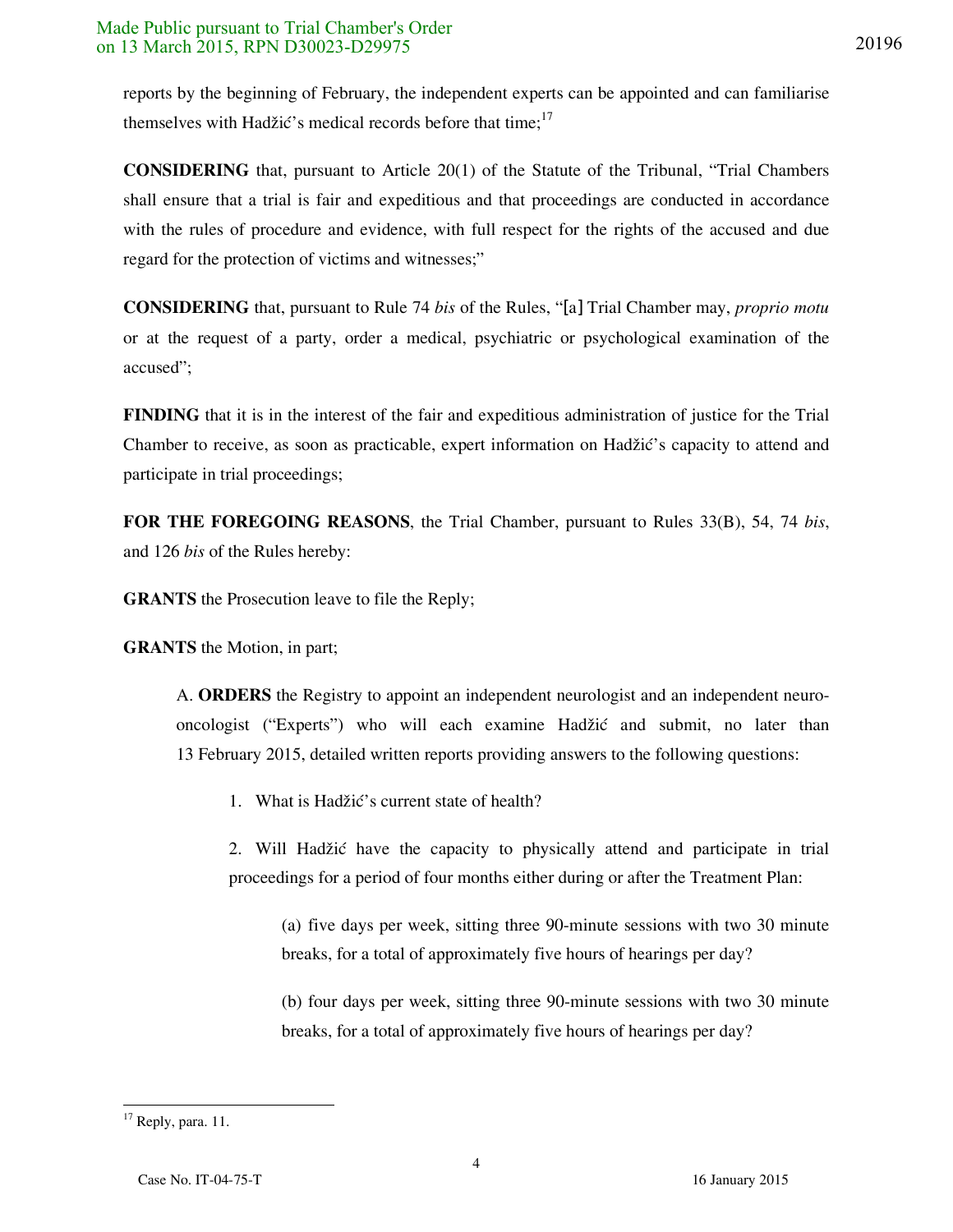reports by the beginning of February, the independent experts can be appointed and can familiarise themselves with Hadžić's medical records before that time;[17]

**CONSIDERING** that, pursuant to Article 20(1) of the Statute of the Tribunal, "Trial Chambers shall ensure that a trial is fair and expeditious and that proceedings are conducted in accordance with the rules of procedure and evidence, with full respect for the rights of the accused and due regard for the protection of victims and witnesses;"

**CONSIDERING** that, pursuant to Rule 74 *bis* of the Rules, "[a] Trial Chamber may, *proprio motu* or at the request of a party, order a medical, psychiatric or psychological examination of the accused";

**FINDING** that it is in the interest of the fair and expeditious administration of justice for the Trial Chamber to receive, as soon as practicable, expert information on Hadžić's capacity to attend and participate in trial proceedings;

**FOR THE FOREGOING REASONS**, the Trial Chamber, pursuant to Rules 33(B), 54, 74 *bis*, and 126 *bis* of the Rules hereby:

**GRANTS** the Prosecution leave to file the Reply;

**GRANTS** the Motion, in part;

A. **ORDERS** the Registry to appoint an independent neurologist and an independent neuro-oncologist ("Experts") who will each examine Hadžić and submit, no later than 13 February 2015, detailed written reports providing answers to the following questions:

1. What is Hadžić's current state of health?

2. Will Hadžić have the capacity to physically attend and participate in trial proceedings for a period of four months either during or after the Treatment Plan:

   (a) five days per week, sitting three 90-minute sessions with two 30 minute breaks, for a total of approximately five hours of hearings per day?

   (b) four days per week, sitting three 90-minute sessions with two 30 minute breaks, for a total of approximately five hours of hearings per day?

---

[17] Reply, para. 11.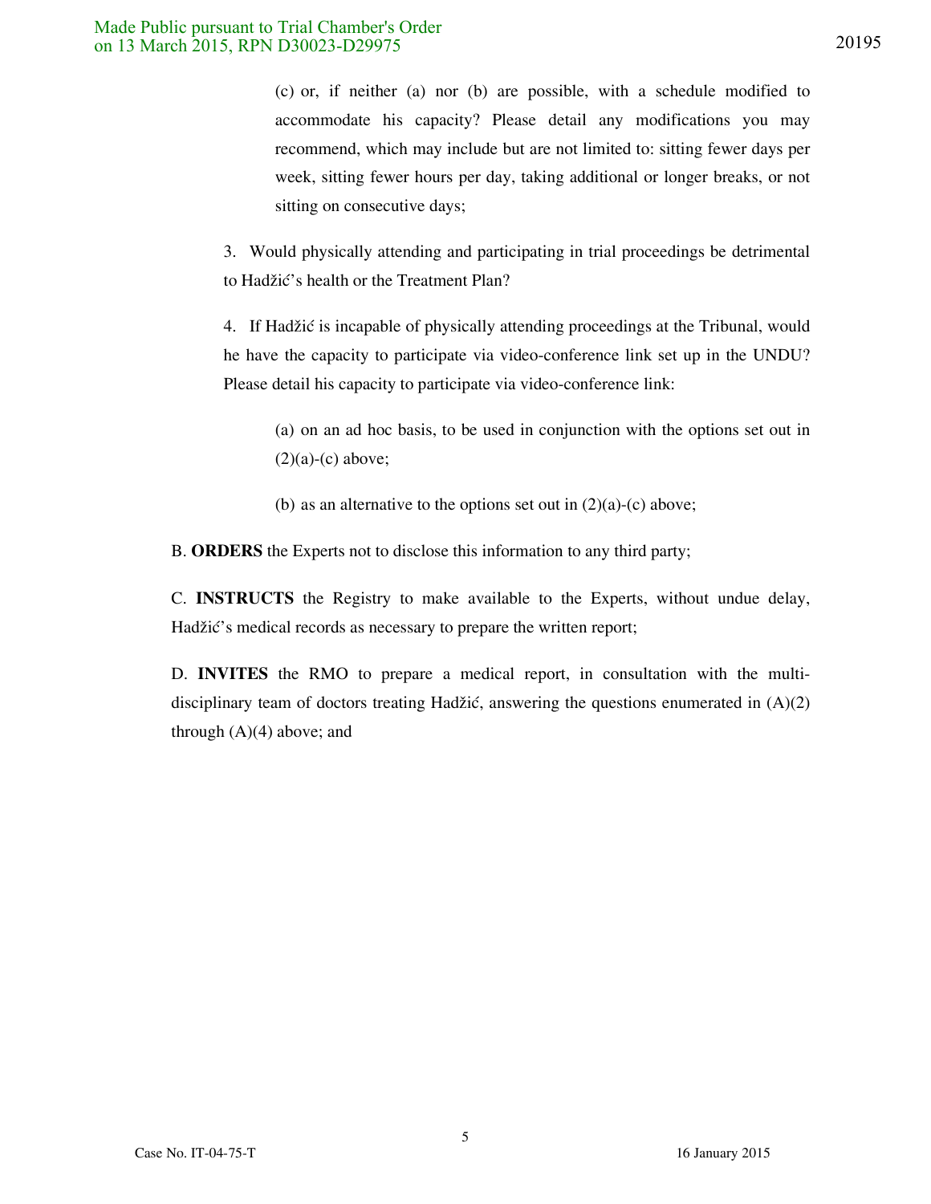(c) or, if neither (a) nor (b) are possible, with a schedule modified to accommodate his capacity? Please detail any modifications you may recommend, which may include but are not limited to: sitting fewer days per week, sitting fewer hours per day, taking additional or longer breaks, or not sitting on consecutive days;

3. Would physically attending and participating in trial proceedings be detrimental to Hadžić's health or the Treatment Plan?

4. If Hadžić is incapable of physically attending proceedings at the Tribunal, would he have the capacity to participate via video-conference link set up in the UNDU? Please detail his capacity to participate via video-conference link:

(a) on an ad hoc basis, to be used in conjunction with the options set out in (2)(a)-(c) above;

(b) as an alternative to the options set out in (2)(a)-(c) above;

B. **ORDERS** the Experts not to disclose this information to any third party;

C. **INSTRUCTS** the Registry to make available to the Experts, without undue delay, Hadžić's medical records as necessary to prepare the written report;

D. **INVITES** the RMO to prepare a medical report, in consultation with the multi-disciplinary team of doctors treating Hadžić, answering the questions enumerated in (A)(2) through (A)(4) above; and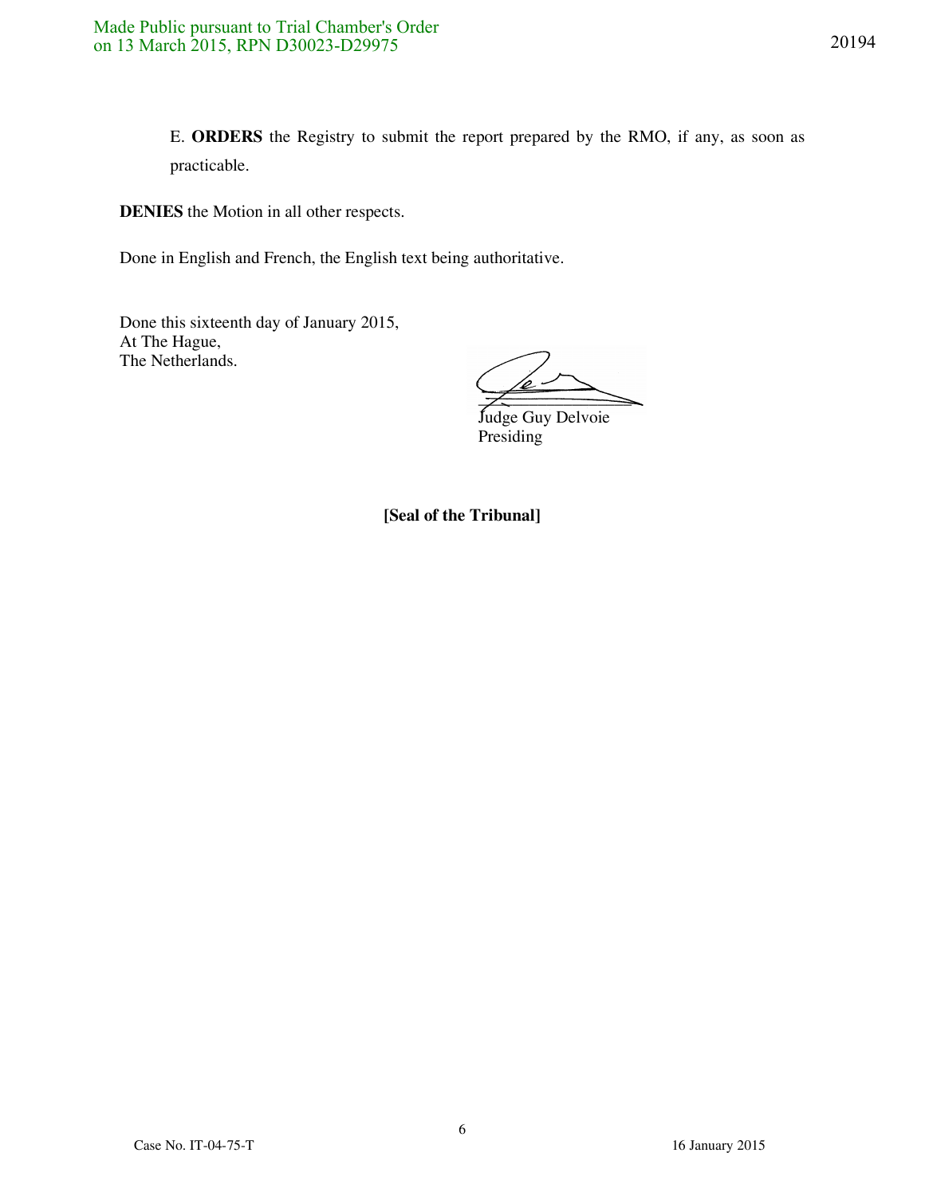E. **ORDERS** the Registry to submit the report prepared by the RMO, if any, as soon as practicable.

**DENIES** the Motion in all other respects.

Done in English and French, the English text being authoritative.

Done this sixteenth day of January 2015,
At The Hague,
The Netherlands.

Judge Guy Delvoie
Presiding

**[Seal of the Tribunal]**